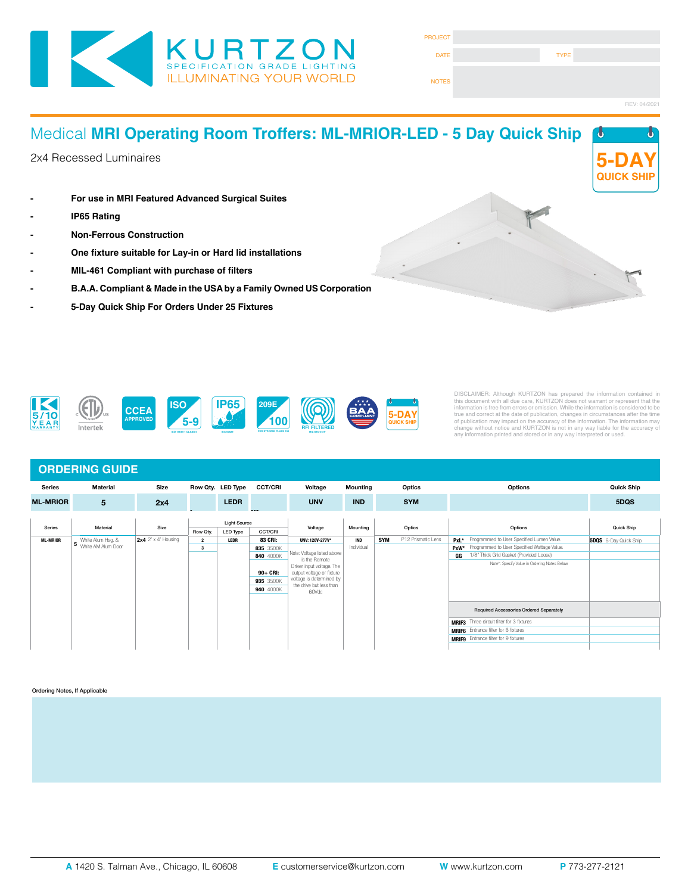KURTZON
SPECIFICATION GRADE LIGHTING
ILLUMINATING YOUR WORLD

| PROJECT | |
|---|---|
| DATE | TYPE |
| NOTES | |

REV: 04/2021

# Medical **MRI Operating Room Troffers: ML-MRIOR-LED - 5 Day Quick Ship**

2x4 Recessed Luminaires

5-DAY QUICK SHIP

- **For use in MRI Featured Advanced Surgical Suites**
- **IP65 Rating**
- **Non-Ferrous Construction**
- **One fixture suitable for Lay-in or Hard lid installations**
- **MIL-461 Compliant with purchase of filters**
- **B.A.A. Compliant & Made in the USA by a Family Owned US Corporation**
- **5-Day Quick Ship For Orders Under 25 Fixtures**

5/10 YEAR WARRANTY | ETL Intertek | CCEA APPROVED | ISO 5-9 | IP65 | 209E 100 | RFI FILTERED | BAA COMPLIANT | 5-DAY QUICK SHIP

DISCLAIMER: Although KURTZON has prepared the information contained in this document with all due care, KURTZON does not warrant or represent that the information is free from errors or omission. While the information is considered to be true and correct at the date of publication, changes in circumstances after the time of publication may impact on the accuracy of the information. The information may change without notice and KURTZON is not in any way liable for the accuracy of any information printed and stored or in any way interpreted or used.

## ORDERING GUIDE

| Series | Material | Size | Row Qty. | LED Type | CCT/CRI | Voltage | Mounting | Optics | Options | Quick Ship |
|---|---|---|---|---|---|---|---|---|---|---|
| ML-MRIOR | 5 | 2x4 | - | LEDR | --- | UNV | IND | SYM | | 5DQS |

| Series | Material | Size | Light Source: Row Qty. | LED Type | CCT/CRI | Voltage | Mounting | Optics | Options | Quick Ship |
|---|---|---|---|---|---|---|---|---|---|---|
| ML-MRIOR | **5** White Alum Hsg. & White AM Alum Door | **2x4** 2' x 4' Housing | **2** | **LEDR** | **83 CRI:** | **UNV: 120V-277V*** | **IND** Individual | **SYM** P12 Prismatic Lens | **PxL*** Programmed to User Specified Lumen Value. | **5DQS** 5-Day Quick Ship |
| | | | **3** | | **835** 3500K | Note: Voltage listed above is the Remote Driver input voltage. The output voltage or fixture voltage is determined by the drive but less than 60Vdc | | | **PxW*** Programmed to User Specified Wattage Value. | |
| | | | | | **840** 4000K | | | | **GG** 1/8" Thick Grid Gasket (Provided Loose) | |
| | | | | | **90+ CRI:** | | | | Note*: Specify Value in Ordering Notes Below | |
| | | | | | **935** 3500K | | | | | |
| | | | | | **940** 4000K | | | | | |
| | | | | | | | | | **Required Accessories Ordered Separately** | |
| | | | | | | | | | **MRIF3** Three circuit filter for 3 fixtures | |
| | | | | | | | | | **MRIF6** Entrance filter for 6 fixtures | |
| | | | | | | | | | **MRIF9** Entrance filter for 9 fixtures | |

Ordering Notes, If Applicable

**A** 1420 S. Talman Ave., Chicago, IL 60608 | **E** customerservice@kurtzon.com | **W** www.kurtzon.com | **P** 773-277-2121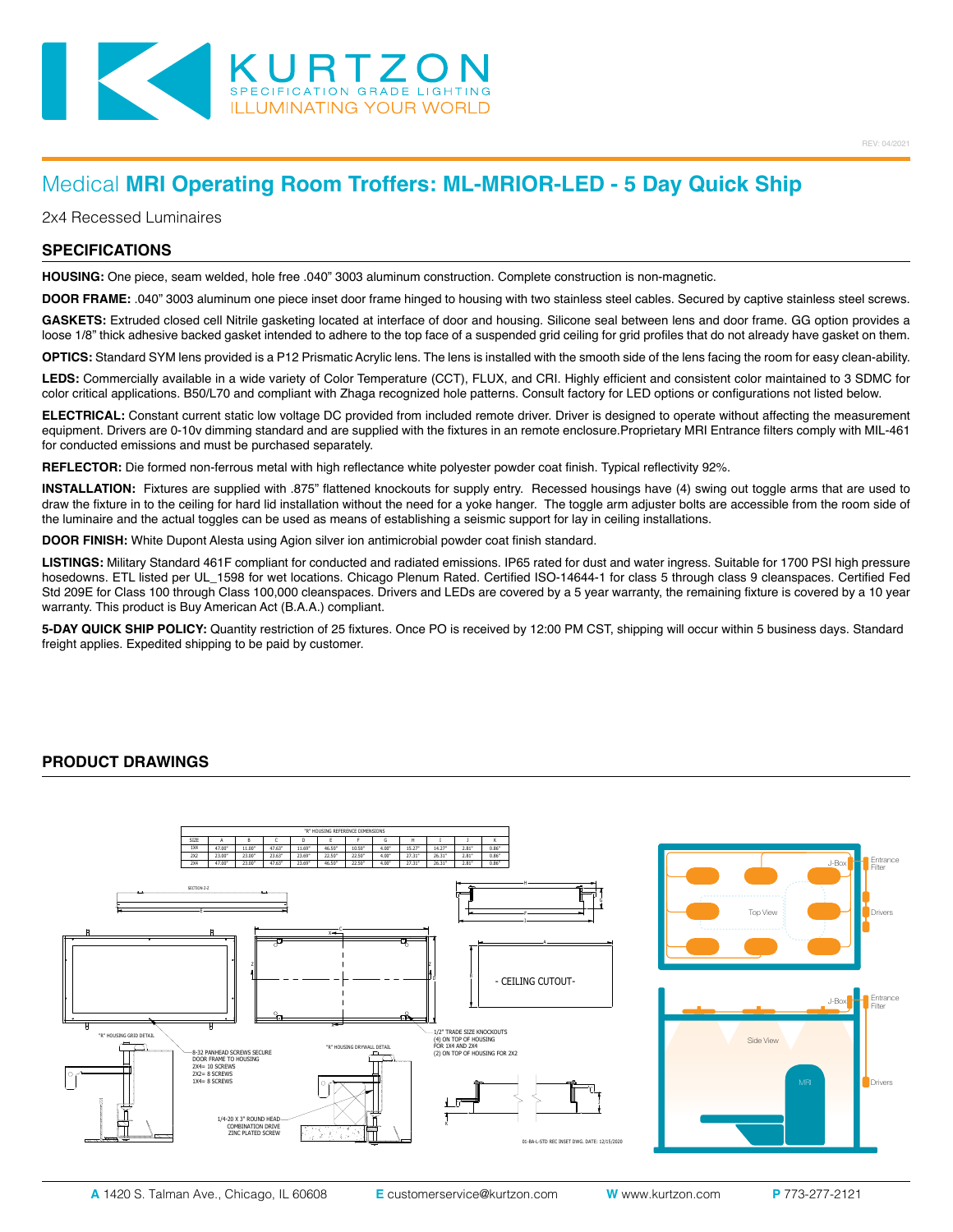# Medical **MRI Operating Room Troffers: ML-MRIOR-LED - 5 Day Quick Ship**

2x4 Recessed Luminaires

## SPECIFICATIONS

**HOUSING:** One piece, seam welded, hole free .040" 3003 aluminum construction. Complete construction is non-magnetic.

**DOOR FRAME:** .040" 3003 aluminum one piece inset door frame hinged to housing with two stainless steel cables. Secured by captive stainless steel screws.

**GASKETS:** Extruded closed cell Nitrile gasketing located at interface of door and housing. Silicone seal between lens and door frame. GG option provides a loose 1/8" thick adhesive backed gasket intended to adhere to the top face of a suspended grid ceiling for grid profiles that do not already have gasket on them.

**OPTICS:** Standard SYM lens provided is a P12 Prismatic Acrylic lens. The lens is installed with the smooth side of the lens facing the room for easy clean-ability.

**LEDS:** Commercially available in a wide variety of Color Temperature (CCT), FLUX, and CRI. Highly efficient and consistent color maintained to 3 SDMC for color critical applications. B50/L70 and compliant with Zhaga recognized hole patterns. Consult factory for LED options or configurations not listed below.

**ELECTRICAL:** Constant current static low voltage DC provided from included remote driver. Driver is designed to operate without affecting the measurement equipment. Drivers are 0-10v dimming standard and are supplied with the fixtures in an remote enclosure.Proprietary MRI Entrance filters comply with MIL-461 for conducted emissions and must be purchased separately.

**REFLECTOR:** Die formed non-ferrous metal with high reflectance white polyester powder coat finish. Typical reflectivity 92%.

**INSTALLATION:** Fixtures are supplied with .875" flattened knockouts for supply entry. Recessed housings have (4) swing out toggle arms that are used to draw the fixture in to the ceiling for hard lid installation without the need for a yoke hanger. The toggle arm adjuster bolts are accessible from the room side of the luminaire and the actual toggles can be used as means of establishing a seismic support for lay in ceiling installations.

**DOOR FINISH:** White Dupont Alesta using Agion silver ion antimicrobial powder coat finish standard.

**LISTINGS:** Military Standard 461F compliant for conducted and radiated emissions. IP65 rated for dust and water ingress. Suitable for 1700 PSI high pressure hosedowns. ETL listed per UL_1598 for wet locations. Chicago Plenum Rated. Certified ISO-14644-1 for class 5 through class 9 cleanspaces. Certified Fed Std 209E for Class 100 through Class 100,000 cleanspaces. Drivers and LEDs are covered by a 5 year warranty, the remaining fixture is covered by a 10 year warranty. This product is Buy American Act (B.A.A.) compliant.

**5-DAY QUICK SHIP POLICY:** Quantity restriction of 25 fixtures. Once PO is received by 12:00 PM CST, shipping will occur within 5 business days. Standard freight applies. Expedited shipping to be paid by customer.

## PRODUCT DRAWINGS

"R" HOUSING REFERENCE DIMENSIONS

| SIZE | A | B | C | D | E | F | G | H | I | J | K |
|---|---|---|---|---|---|---|---|---|---|---|---|
| 1X4 | 47.00" | 11.00" | 47.63" | 11.69" | 46.50" | 10.50" | 4.00" | 15.27" | 14.27" | 2.81" | 0.86" |
| 2X2 | 23.00" | 23.00" | 23.63" | 23.69" | 22.50" | 22.50" | 4.00" | 27.31" | 26.31" | 2.81" | 0.86" |
| 2X4 | 47.00" | 23.00" | 47.63" | 23.69" | 46.50" | 22.50" | 4.00" | 27.31" | 26.31" | 2.81" | 0.86" |

SECTION Z-Z

- CEILING CUTOUT -

"R" HOUSING GRID DETAIL

"R" HOUSING DRYWALL DETAIL

8-32 PANHEAD SCREWS SECURE DOOR FRAME TO HOUSING
2X4= 10 SCREWS
2X2= 8 SCREWS
1X4= 8 SCREWS

1/4-20 X 3" ROUND HEAD COMBINATION DRIVE ZINC PLATED SCREW

1/2" TRADE SIZE KNOCKOUTS
(4) ON TOP OF HOUSING FOR 1X4 AND 2X4
(2) ON TOP OF HOUSING FOR 2X2

01-BA-L-STD REC INSET DWG. DATE: 12/15/2020

Top View — J-Box, Entrance Filter, Drivers

Side View — J-Box, Entrance Filter, Drivers, MRI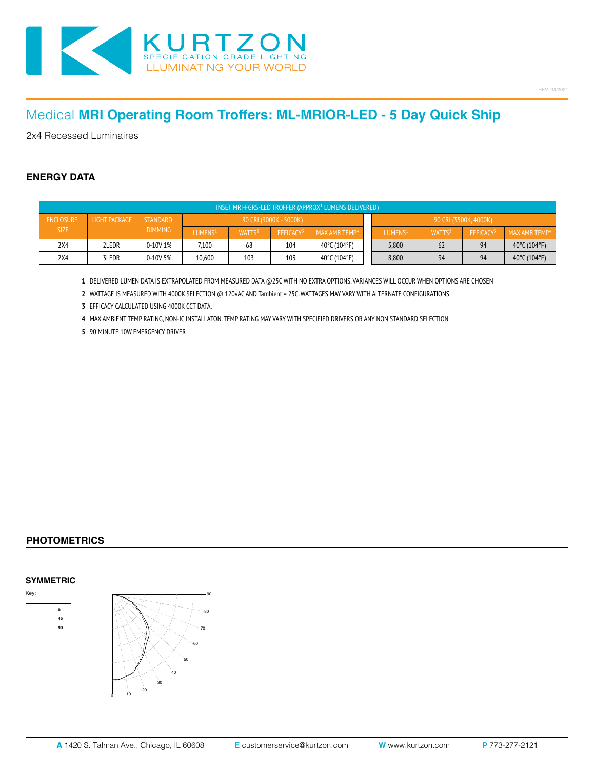# Medical **MRI Operating Room Troffers: ML-MRIOR-LED - 5 Day Quick Ship**

2x4 Recessed Luminaires

## ENERGY DATA

| INSET MRI-FGRS-LED TROFFER (APPROX[1] LUMENS DELIVERED) | | | | | | | | | | |
|---|---|---|---|---|---|---|---|---|---|---|
| ENCLOSURE SIZE | LIGHT PACKAGE | STANDARD DIMMING | 80 CRI (3000K - 5000K) | | | | 90 CRI (3500K, 4000K) | | | |
| | | | LUMENS[1] | WATTS[2] | EFFICACY[3] | MAX AMB TEMP[4] | LUMENS[1] | WATTS[2] | EFFICACY[3] | MAX AMB TEMP[4] |
| 2X4 | 2LEDR | 0-10V 1% | 7,100 | 68 | 104 | 40°C (104°F) | 5,800 | 62 | 94 | 40°C (104°F) |
| 2X4 | 3LEDR | 0-10V 5% | 10,600 | 103 | 103 | 40°C (104°F) | 8,800 | 94 | 94 | 40°C (104°F) |

1 DELIVERED LUMEN DATA IS EXTRAPOLATED FROM MEASURED DATA @25C WITH NO EXTRA OPTIONS. VARIANCES WILL OCCUR WHEN OPTIONS ARE CHOSEN

2 WATTAGE IS MEASURED WITH 4000K SELECTION @ 120vAC AND Tambient = 25C. WATTAGES MAY VARY WITH ALTERNATE CONFIGURATIONS

3 EFFICACY CALCULATED USING 4000K CCT DATA.

4 MAX AMBIENT TEMP RATING, NON-IC INSTALLATON. TEMP RATING MAY VARY WITH SPECIFIED DRIVERS OR ANY NON STANDARD SELECTION

5 90 MINUTE 10W EMERGENCY DRIVER

## PHOTOMETRICS

### SYMMETRIC

Key:

0

45

90

90
80
70
60
50
40
30
20
10
0

**A** 1420 S. Talman Ave., Chicago, IL 60608 **E** customerservice@kurtzon.com **W** www.kurtzon.com **P** 773-277-2121